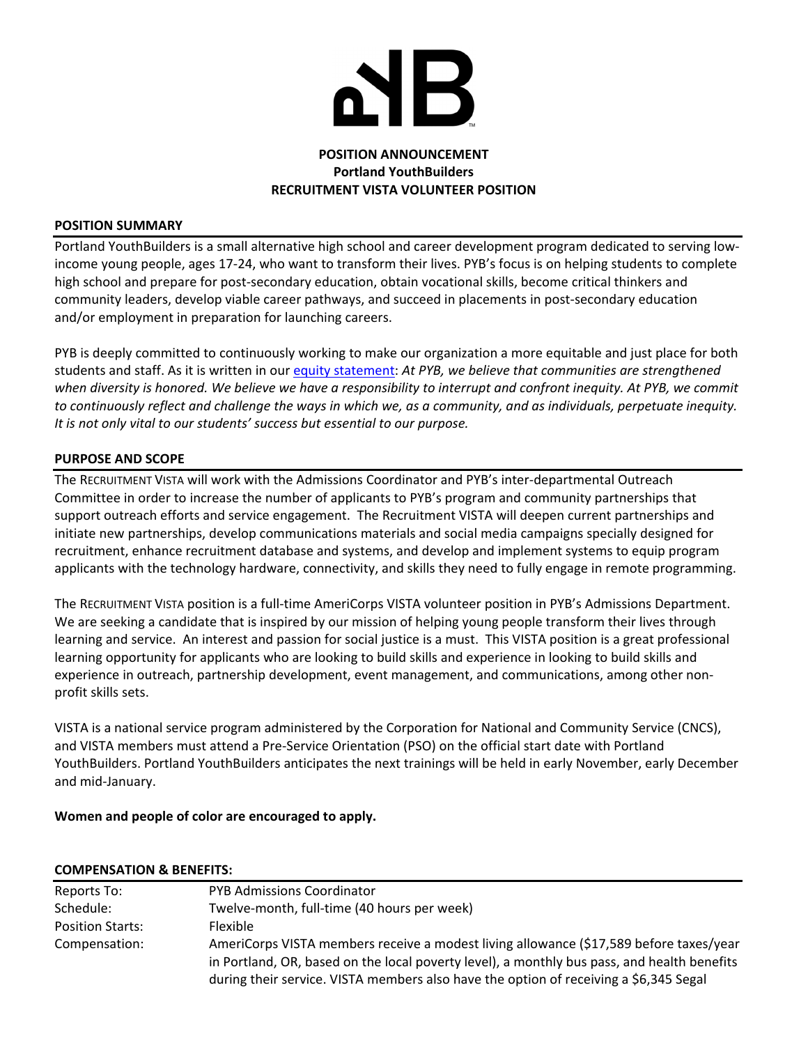**POSITION ANNOUNCEMENT**
**Portland YouthBuilders**
**RECRUITMENT VISTA VOLUNTEER POSITION**

## POSITION SUMMARY

Portland YouthBuilders is a small alternative high school and career development program dedicated to serving low-income young people, ages 17-24, who want to transform their lives. PYB's focus is on helping students to complete high school and prepare for post-secondary education, obtain vocational skills, become critical thinkers and community leaders, develop viable career pathways, and succeed in placements in post-secondary education and/or employment in preparation for launching careers.

PYB is deeply committed to continuously working to make our organization a more equitable and just place for both students and staff. As it is written in our equity statement: *At PYB, we believe that communities are strengthened when diversity is honored. We believe we have a responsibility to interrupt and confront inequity. At PYB, we commit to continuously reflect and challenge the ways in which we, as a community, and as individuals, perpetuate inequity. It is not only vital to our students' success but essential to our purpose.*

## PURPOSE AND SCOPE

The RECRUITMENT VISTA will work with the Admissions Coordinator and PYB's inter-departmental Outreach Committee in order to increase the number of applicants to PYB's program and community partnerships that support outreach efforts and service engagement. The Recruitment VISTA will deepen current partnerships and initiate new partnerships, develop communications materials and social media campaigns specially designed for recruitment, enhance recruitment database and systems, and develop and implement systems to equip program applicants with the technology hardware, connectivity, and skills they need to fully engage in remote programming.

The RECRUITMENT VISTA position is a full-time AmeriCorps VISTA volunteer position in PYB's Admissions Department. We are seeking a candidate that is inspired by our mission of helping young people transform their lives through learning and service. An interest and passion for social justice is a must. This VISTA position is a great professional learning opportunity for applicants who are looking to build skills and experience in looking to build skills and experience in outreach, partnership development, event management, and communications, among other non-profit skills sets.

VISTA is a national service program administered by the Corporation for National and Community Service (CNCS), and VISTA members must attend a Pre-Service Orientation (PSO) on the official start date with Portland YouthBuilders. Portland YouthBuilders anticipates the next trainings will be held in early November, early December and mid-January.

**Women and people of color are encouraged to apply.**

## COMPENSATION & BENEFITS:

| | |
|---|---|
| Reports To: | PYB Admissions Coordinator |
| Schedule: | Twelve-month, full-time (40 hours per week) |
| Position Starts: | Flexible |
| Compensation: | AmeriCorps VISTA members receive a modest living allowance ($17,589 before taxes/year in Portland, OR, based on the local poverty level), a monthly bus pass, and health benefits during their service. VISTA members also have the option of receiving a $6,345 Segal |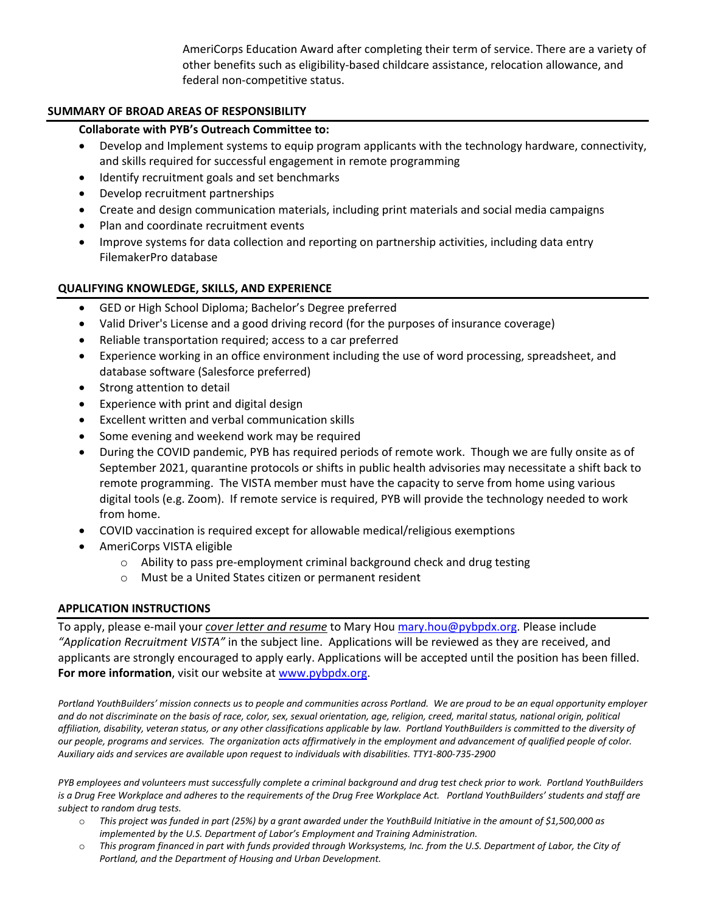AmeriCorps Education Award after completing their term of service. There are a variety of other benefits such as eligibility-based childcare assistance, relocation allowance, and federal non-competitive status.

## SUMMARY OF BROAD AREAS OF RESPONSIBILITY

**Collaborate with PYB's Outreach Committee to:**

- Develop and Implement systems to equip program applicants with the technology hardware, connectivity, and skills required for successful engagement in remote programming
- Identify recruitment goals and set benchmarks
- Develop recruitment partnerships
- Create and design communication materials, including print materials and social media campaigns
- Plan and coordinate recruitment events
- Improve systems for data collection and reporting on partnership activities, including data entry FilemakerPro database

## QUALIFYING KNOWLEDGE, SKILLS, AND EXPERIENCE

- GED or High School Diploma; Bachelor's Degree preferred
- Valid Driver's License and a good driving record (for the purposes of insurance coverage)
- Reliable transportation required; access to a car preferred
- Experience working in an office environment including the use of word processing, spreadsheet, and database software (Salesforce preferred)
- Strong attention to detail
- Experience with print and digital design
- Excellent written and verbal communication skills
- Some evening and weekend work may be required
- During the COVID pandemic, PYB has required periods of remote work. Though we are fully onsite as of September 2021, quarantine protocols or shifts in public health advisories may necessitate a shift back to remote programming. The VISTA member must have the capacity to serve from home using various digital tools (e.g. Zoom). If remote service is required, PYB will provide the technology needed to work from home.
- COVID vaccination is required except for allowable medical/religious exemptions
- AmeriCorps VISTA eligible
  - Ability to pass pre-employment criminal background check and drug testing
  - Must be a United States citizen or permanent resident

## APPLICATION INSTRUCTIONS

To apply, please e-mail your ***cover letter and resume*** to Mary Hou mary.hou@pybpdx.org. Please include *"Application Recruitment VISTA"* in the subject line. Applications will be reviewed as they are received, and applicants are strongly encouraged to apply early. Applications will be accepted until the position has been filled. **For more information**, visit our website at www.pybpdx.org.

*Portland YouthBuilders' mission connects us to people and communities across Portland. We are proud to be an equal opportunity employer and do not discriminate on the basis of race, color, sex, sexual orientation, age, religion, creed, marital status, national origin, political affiliation, disability, veteran status, or any other classifications applicable by law. Portland YouthBuilders is committed to the diversity of our people, programs and services. The organization acts affirmatively in the employment and advancement of qualified people of color. Auxiliary aids and services are available upon request to individuals with disabilities. TTY1-800-735-2900*

*PYB employees and volunteers must successfully complete a criminal background and drug test check prior to work. Portland YouthBuilders is a Drug Free Workplace and adheres to the requirements of the Drug Free Workplace Act. Portland YouthBuilders' students and staff are subject to random drug tests.*

- *This project was funded in part (25%) by a grant awarded under the YouthBuild Initiative in the amount of $1,500,000 as implemented by the U.S. Department of Labor's Employment and Training Administration.*
- *This program financed in part with funds provided through Worksystems, Inc. from the U.S. Department of Labor, the City of Portland, and the Department of Housing and Urban Development.*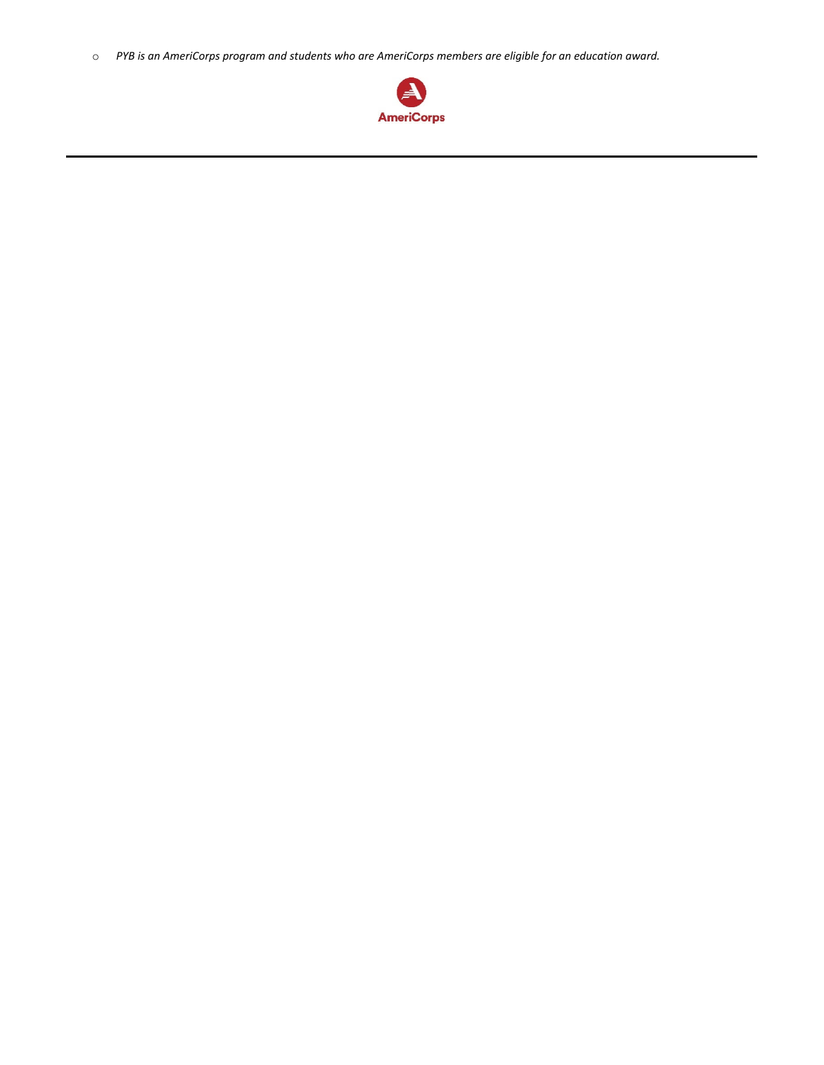- *PYB is an AmeriCorps program and students who are AmeriCorps members are eligible for an education award.*

AmeriCorps

---